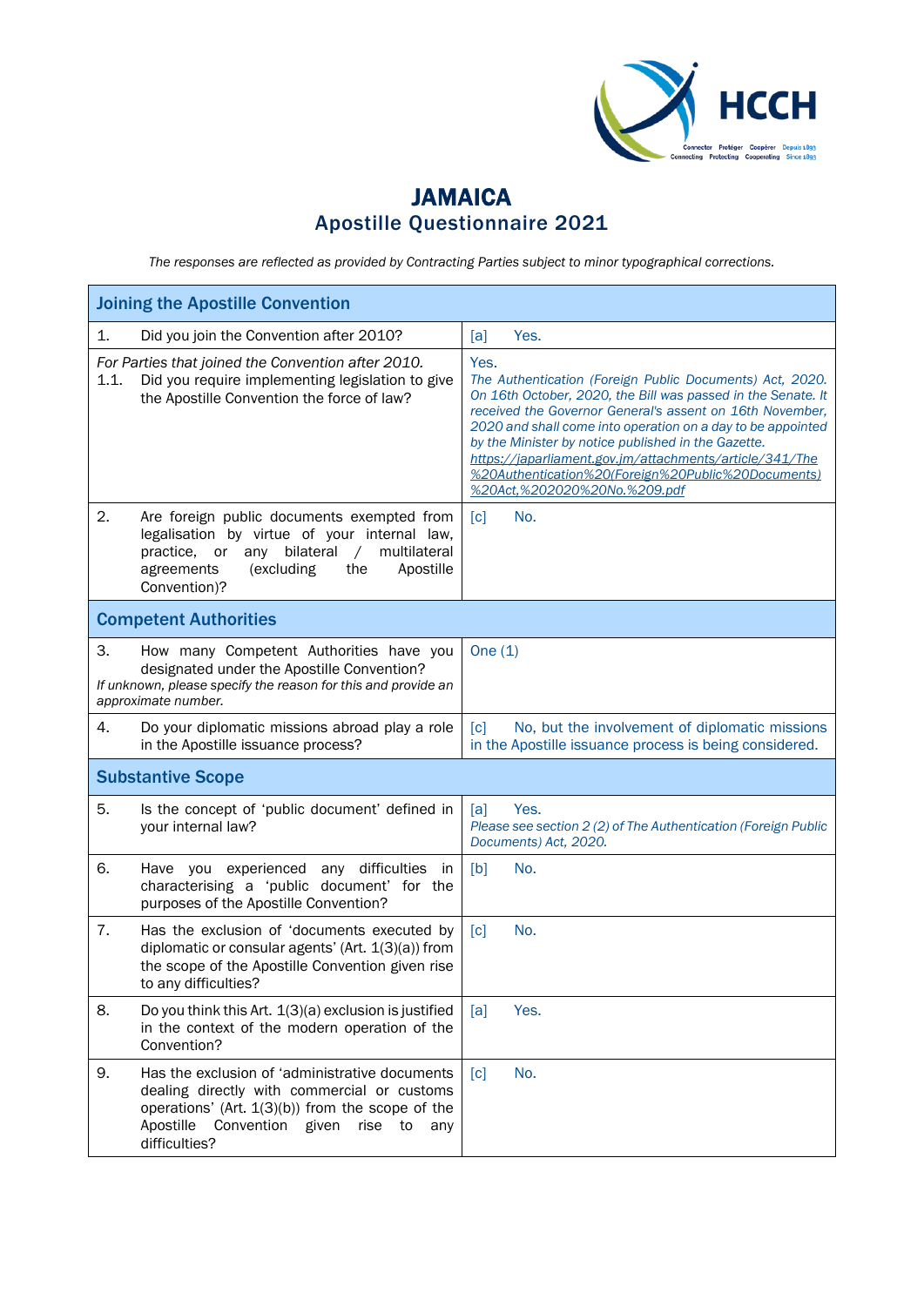# JAMAICA
## Apostille Questionnaire 2021

*The responses are reflected as provided by Contracting Parties subject to minor typographical corrections.*

| Joining the Apostille Convention | |
|---|---|
| 1. Did you join the Convention after 2010? | [a] Yes. |
| *For Parties that joined the Convention after 2010.* 1.1. Did you require implementing legislation to give the Apostille Convention the force of law? | Yes. *The Authentication (Foreign Public Documents) Act, 2020. On 16th October, 2020, the Bill was passed in the Senate. It received the Governor General's assent on 16th November, 2020 and shall come into operation on a day to be appointed by the Minister by notice published in the Gazette.* *https://japarliament.gov.jm/attachments/article/341/The%20Authentication%20(Foreign%20Public%20Documents)%20Act,%202020%20No.%209.pdf* |
| 2. Are foreign public documents exempted from legalisation by virtue of your internal law, practice, or any bilateral / multilateral agreements (excluding the Apostille Convention)? | [c] No. |
| **Competent Authorities** | |
| 3. How many Competent Authorities have you designated under the Apostille Convention? *If unknown, please specify the reason for this and provide an approximate number.* | One (1) |
| 4. Do your diplomatic missions abroad play a role in the Apostille issuance process? | [c] No, but the involvement of diplomatic missions in the Apostille issuance process is being considered. |
| **Substantive Scope** | |
| 5. Is the concept of 'public document' defined in your internal law? | [a] Yes. *Please see section 2 (2) of The Authentication (Foreign Public Documents) Act, 2020.* |
| 6. Have you experienced any difficulties in characterising a 'public document' for the purposes of the Apostille Convention? | [b] No. |
| 7. Has the exclusion of 'documents executed by diplomatic or consular agents' (Art. 1(3)(a)) from the scope of the Apostille Convention given rise to any difficulties? | [c] No. |
| 8. Do you think this Art. 1(3)(a) exclusion is justified in the context of the modern operation of the Convention? | [a] Yes. |
| 9. Has the exclusion of 'administrative documents dealing directly with commercial or customs operations' (Art. 1(3)(b)) from the scope of the Apostille Convention given rise to any difficulties? | [c] No. |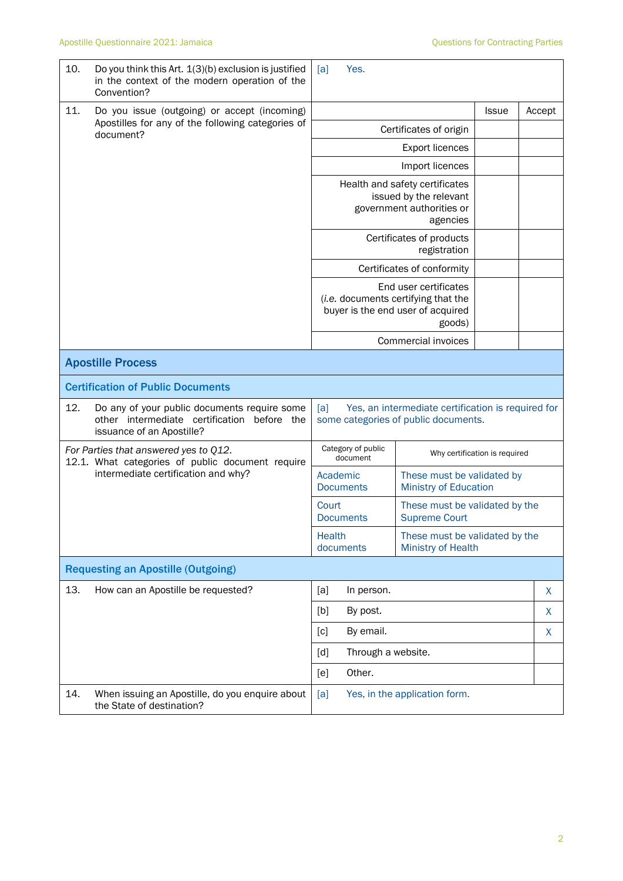| | |
|---|---|
| 10. Do you think this Art. 1(3)(b) exclusion is justified in the context of the modern operation of the Convention? | [a] Yes. |

11. Do you issue (outgoing) or accept (incoming) Apostilles for any of the following categories of document?

| | Issue | Accept |
|---|---|---|
| Certificates of origin | | |
| Export licences | | |
| Import licences | | |
| Health and safety certificates issued by the relevant government authorities or agencies | | |
| Certificates of products registration | | |
| Certificates of conformity | | |
| End user certificates (*i.e.* documents certifying that the buyer is the end user of acquired goods) | | |
| Commercial invoices | | |

## Apostille Process

### Certification of Public Documents

| | |
|---|---|
| 12. Do any of your public documents require some other intermediate certification before the issuance of an Apostille? | [a] Yes, an intermediate certification is required for some categories of public documents. |

*For Parties that answered yes to Q12.*
12.1. What categories of public document require intermediate certification and why?

| Category of public document | Why certification is required |
|---|---|
| Academic Documents | These must be validated by Ministry of Education |
| Court Documents | These must be validated by the Supreme Court |
| Health documents | These must be validated by the Ministry of Health |

### Requesting an Apostille (Outgoing)

13. How can an Apostille be requested?

| | | |
|---|---|---|
| [a] | In person. | X |
| [b] | By post. | X |
| [c] | By email. | X |
| [d] | Through a website. | |
| [e] | Other. | |

| | |
|---|---|
| 14. When issuing an Apostille, do you enquire about the State of destination? | [a] Yes, in the application form. |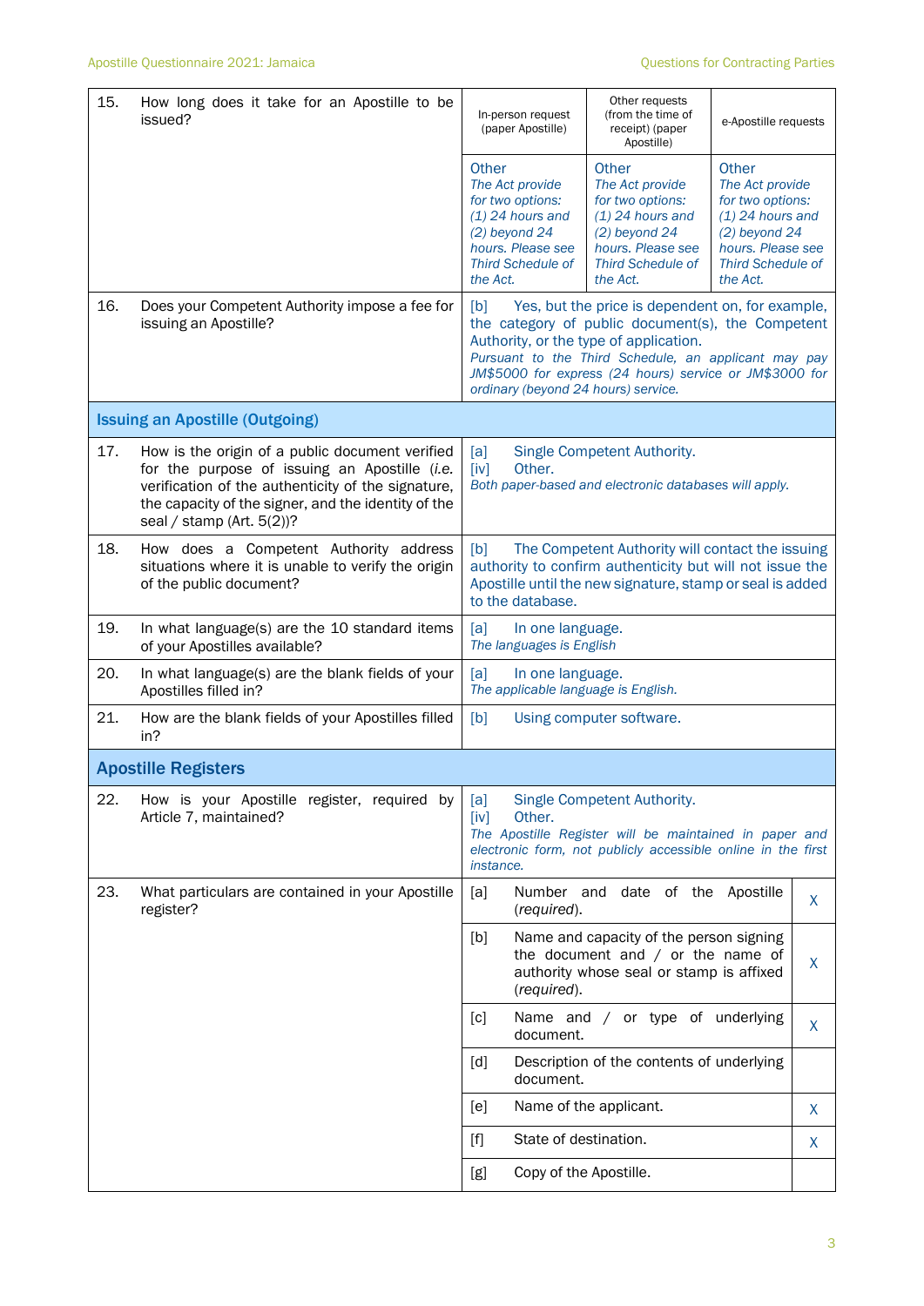| | | | | |
|---|---|---|---|---|
| 15. | How long does it take for an Apostille to be issued? | In-person request (paper Apostille) | Other requests (from the time of receipt) (paper Apostille) | e-Apostille requests |
| | | Other *The Act provide for two options: (1) 24 hours and (2) beyond 24 hours. Please see Third Schedule of the Act.* | Other *The Act provide for two options: (1) 24 hours and (2) beyond 24 hours. Please see Third Schedule of the Act.* | Other *The Act provide for two options: (1) 24 hours and (2) beyond 24 hours. Please see Third Schedule of the Act.* |
| 16. | Does your Competent Authority impose a fee for issuing an Apostille? | [b] Yes, but the price is dependent on, for example, the category of public document(s), the Competent Authority, or the type of application. *Pursuant to the Third Schedule, an applicant may pay JM$5000 for express (24 hours) service or JM$3000 for ordinary (beyond 24 hours) service.* | | |

## Issuing an Apostille (Outgoing)

| | | |
|---|---|---|
| 17. | How is the origin of a public document verified for the purpose of issuing an Apostille (*i.e.* verification of the authenticity of the signature, the capacity of the signer, and the identity of the seal / stamp (Art. 5(2))? | [a] Single Competent Authority. [iv] Other. *Both paper-based and electronic databases will apply.* |
| 18. | How does a Competent Authority address situations where it is unable to verify the origin of the public document? | [b] The Competent Authority will contact the issuing authority to confirm authenticity but will not issue the Apostille until the new signature, stamp or seal is added to the database. |
| 19. | In what language(s) are the 10 standard items of your Apostilles available? | [a] In one language. *The languages is English* |
| 20. | In what language(s) are the blank fields of your Apostilles filled in? | [a] In one language. *The applicable language is English.* |
| 21. | How are the blank fields of your Apostilles filled in? | [b] Using computer software. |

## Apostille Registers

| | | | | |
|---|---|---|---|---|
| 22. | How is your Apostille register, required by Article 7, maintained? | [a] Single Competent Authority. [iv] Other. *The Apostille Register will be maintained in paper and electronic form, not publicly accessible online in the first instance.* | | |
| 23. | What particulars are contained in your Apostille register? | [a] | Number and date of the Apostille (*required*). | X |
| | | [b] | Name and capacity of the person signing the document and / or the name of authority whose seal or stamp is affixed (*required*). | X |
| | | [c] | Name and / or type of underlying document. | X |
| | | [d] | Description of the contents of underlying document. | |
| | | [e] | Name of the applicant. | X |
| | | [f] | State of destination. | X |
| | | [g] | Copy of the Apostille. | |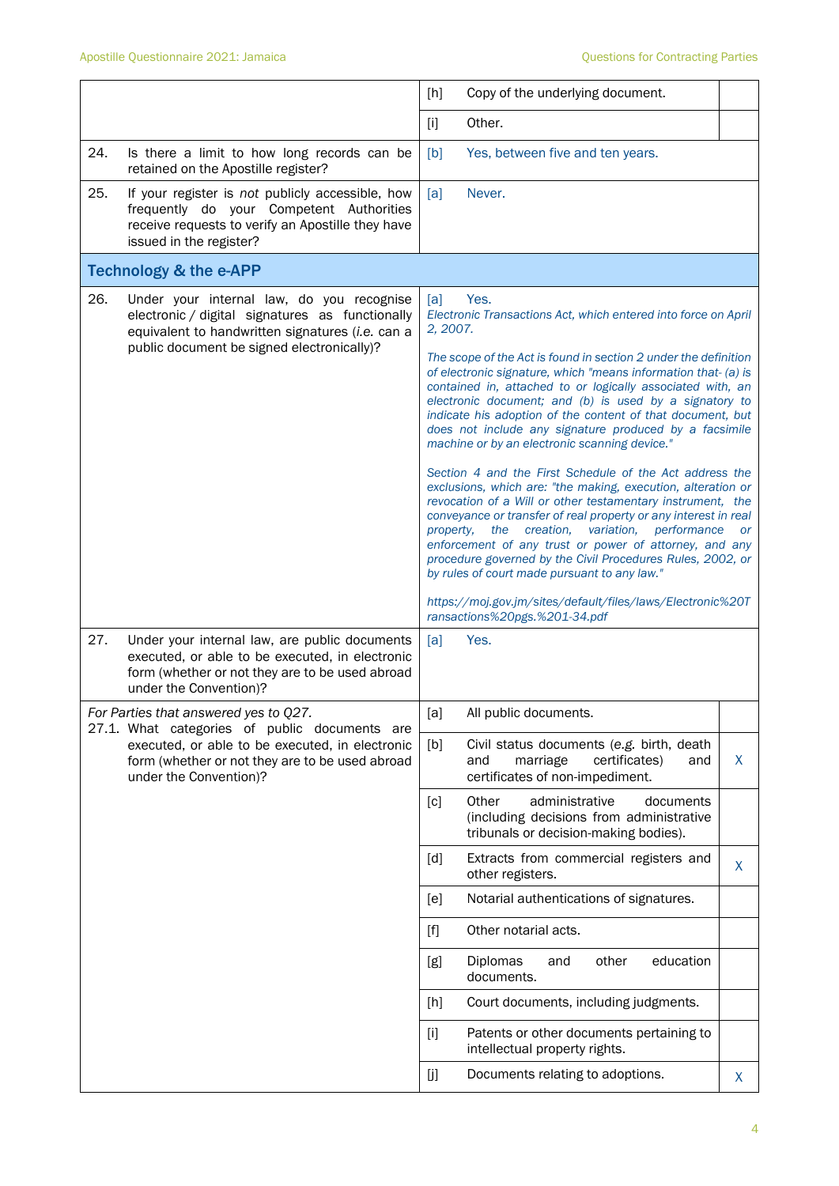| | | | |
|---|---|---|---|
| | [h] | Copy of the underlying document. | |
| | [i] | Other. | |
| 24. Is there a limit to how long records can be retained on the Apostille register? | [b] | Yes, between five and ten years. | |
| 25. If your register is *not* publicly accessible, how frequently do your Competent Authorities receive requests to verify an Apostille they have issued in the register? | [a] | Never. | |

## Technology & the e-APP

| | | | |
|---|---|---|---|
| 26. Under your internal law, do you recognise electronic / digital signatures as functionally equivalent to handwritten signatures (*i.e.* can a public document be signed electronically)? | [a] | Yes.<br>*Electronic Transactions Act, which entered into force on April 2, 2007.*<br><br>*The scope of the Act is found in section 2 under the definition of electronic signature, which "means information that- (a) is contained in, attached to or logically associated with, an electronic document; and (b) is used by a signatory to indicate his adoption of the content of that document, but does not include any signature produced by a facsimile machine or by an electronic scanning device."*<br><br>*Section 4 and the First Schedule of the Act address the exclusions, which are: "the making, execution, alteration or revocation of a Will or other testamentary instrument, the conveyance or transfer of real property or any interest in real property, the creation, variation, performance or enforcement of any trust or power of attorney, and any procedure governed by the Civil Procedures Rules, 2002, or by rules of court made pursuant to any law."*<br><br>*https://moj.gov.jm/sites/default/files/laws/Electronic%20Transactions%20pgs.%201-34.pdf* | |
| 27. Under your internal law, are public documents executed, or able to be executed, in electronic form (whether or not they are to be used abroad under the Convention)? | [a] | Yes. | |
| *For Parties that answered yes to Q27.*<br>27.1. What categories of public documents are executed, or able to be executed, in electronic form (whether or not they are to be used abroad under the Convention)? | [a] | All public documents. | |
| | [b] | Civil status documents (e.g. birth, death and marriage certificates) and certificates of non-impediment. | X |
| | [c] | Other administrative documents (including decisions from administrative tribunals or decision-making bodies). | |
| | [d] | Extracts from commercial registers and other registers. | X |
| | [e] | Notarial authentications of signatures. | |
| | [f] | Other notarial acts. | |
| | [g] | Diplomas and other education documents. | |
| | [h] | Court documents, including judgments. | |
| | [i] | Patents or other documents pertaining to intellectual property rights. | |
| | [j] | Documents relating to adoptions. | X |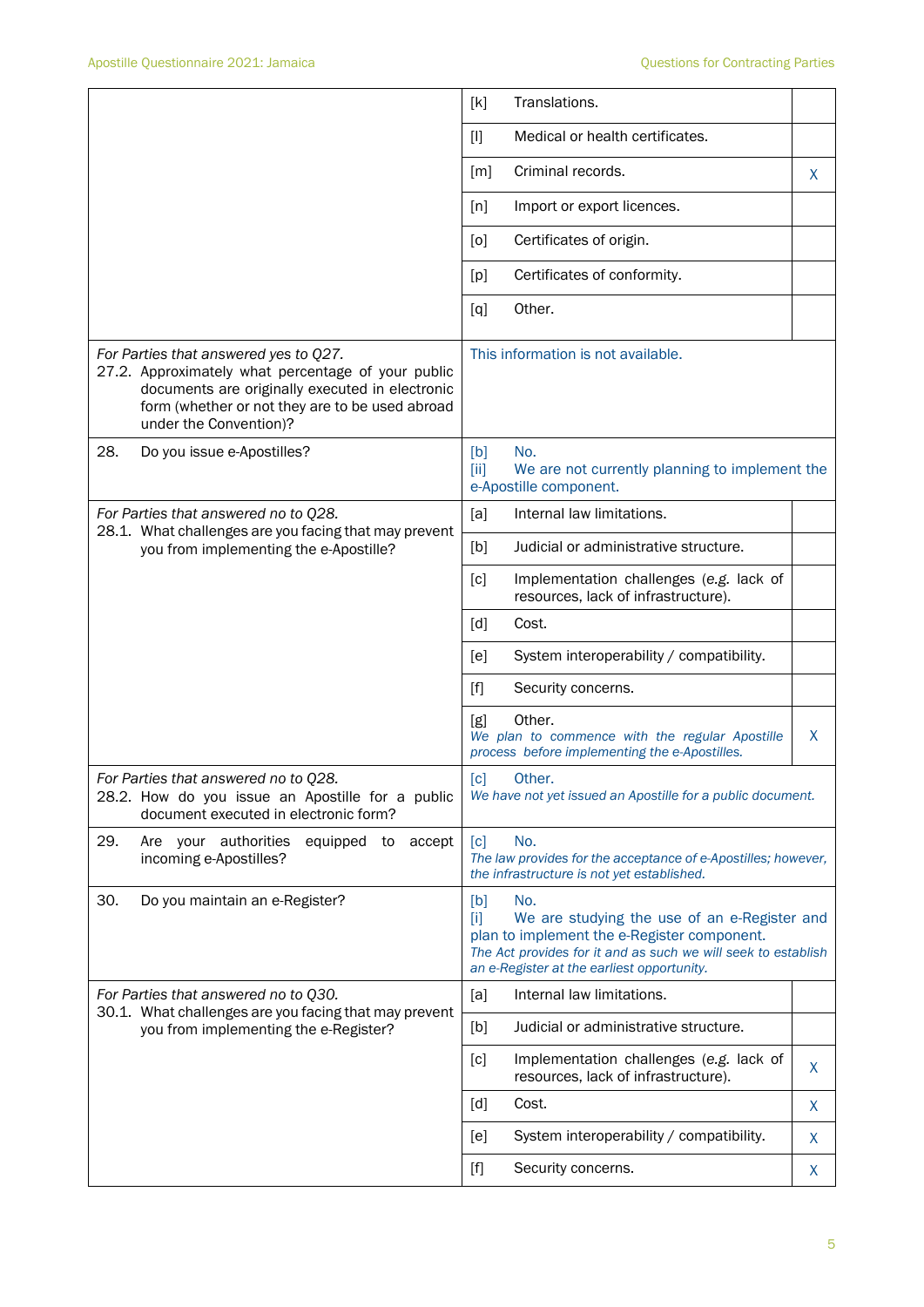| Question | Answer | |
|---|---|---|
| | [k] Translations. | |
| | [l] Medical or health certificates. | |
| | [m] Criminal records. | X |
| | [n] Import or export licences. | |
| | [o] Certificates of origin. | |
| | [p] Certificates of conformity. | |
| | [q] Other. | |
| *For Parties that answered yes to Q27.* 27.2. Approximately what percentage of your public documents are originally executed in electronic form (whether or not they are to be used abroad under the Convention)? | This information is not available. | |
| 28. Do you issue e-Apostilles? | [b] No. [ii] We are not currently planning to implement the e-Apostille component. | |
| *For Parties that answered no to Q28.* 28.1. What challenges are you facing that may prevent you from implementing the e-Apostille? | [a] Internal law limitations. | |
| | [b] Judicial or administrative structure. | |
| | [c] Implementation challenges (*e.g.* lack of resources, lack of infrastructure). | |
| | [d] Cost. | |
| | [e] System interoperability / compatibility. | |
| | [f] Security concerns. | |
| | [g] Other. *We plan to commence with the regular Apostille process before implementing the e-Apostilles.* | X |
| *For Parties that answered no to Q28.* 28.2. How do you issue an Apostille for a public document executed in electronic form? | [c] Other. *We have not yet issued an Apostille for a public document.* | |
| 29. Are your authorities equipped to accept incoming e-Apostilles? | [c] No. *The law provides for the acceptance of e-Apostilles; however, the infrastructure is not yet established.* | |
| 30. Do you maintain an e-Register? | [b] No. [i] We are studying the use of an e-Register and plan to implement the e-Register component. *The Act provides for it and as such we will seek to establish an e-Register at the earliest opportunity.* | |
| *For Parties that answered no to Q30.* 30.1. What challenges are you facing that may prevent you from implementing the e-Register? | [a] Internal law limitations. | |
| | [b] Judicial or administrative structure. | |
| | [c] Implementation challenges (*e.g.* lack of resources, lack of infrastructure). | X |
| | [d] Cost. | X |
| | [e] System interoperability / compatibility. | X |
| | [f] Security concerns. | X |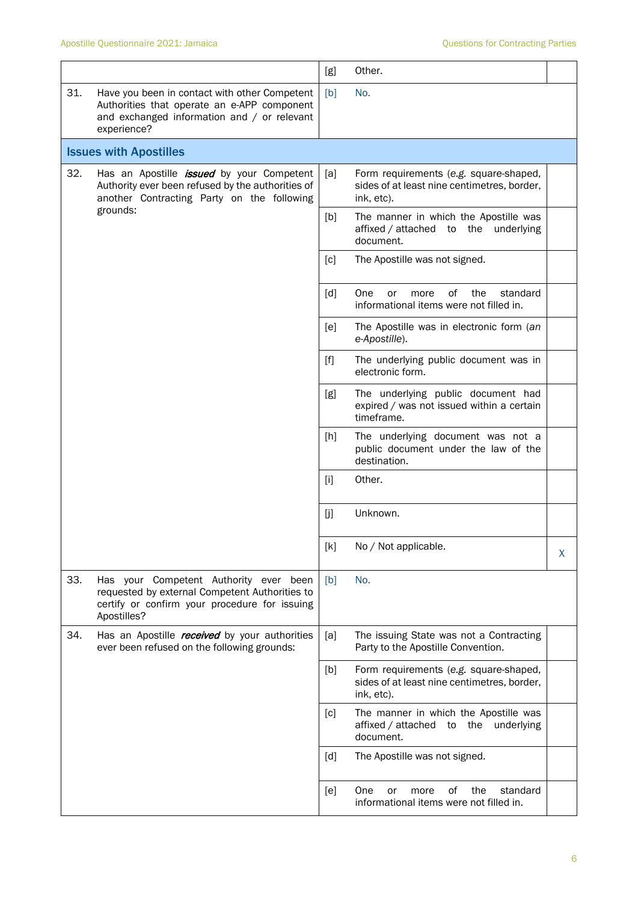| | | | |
|---|---|---|---|
| | [g] | Other. | |
| 31. Have you been in contact with other Competent Authorities that operate an e-APP component and exchanged information and / or relevant experience? | [b] | No. | |
| **Issues with Apostilles** | | | |
| 32. Has an Apostille ***issued*** by your Competent Authority ever been refused by the authorities of another Contracting Party on the following grounds: | [a] | Form requirements (*e.g.* square-shaped, sides of at least nine centimetres, border, ink, etc). | |
| | [b] | The manner in which the Apostille was affixed / attached to the underlying document. | |
| | [c] | The Apostille was not signed. | |
| | [d] | One or more of the standard informational items were not filled in. | |
| | [e] | The Apostille was in electronic form (*an e-Apostille*). | |
| | [f] | The underlying public document was in electronic form. | |
| | [g] | The underlying public document had expired / was not issued within a certain timeframe. | |
| | [h] | The underlying document was not a public document under the law of the destination. | |
| | [i] | Other. | |
| | [j] | Unknown. | |
| | [k] | No / Not applicable. | X |
| 33. Has your Competent Authority ever been requested by external Competent Authorities to certify or confirm your procedure for issuing Apostilles? | [b] | No. | |
| 34. Has an Apostille ***received*** by your authorities ever been refused on the following grounds: | [a] | The issuing State was not a Contracting Party to the Apostille Convention. | |
| | [b] | Form requirements (*e.g.* square-shaped, sides of at least nine centimetres, border, ink, etc). | |
| | [c] | The manner in which the Apostille was affixed / attached to the underlying document. | |
| | [d] | The Apostille was not signed. | |
| | [e] | One or more of the standard informational items were not filled in. | |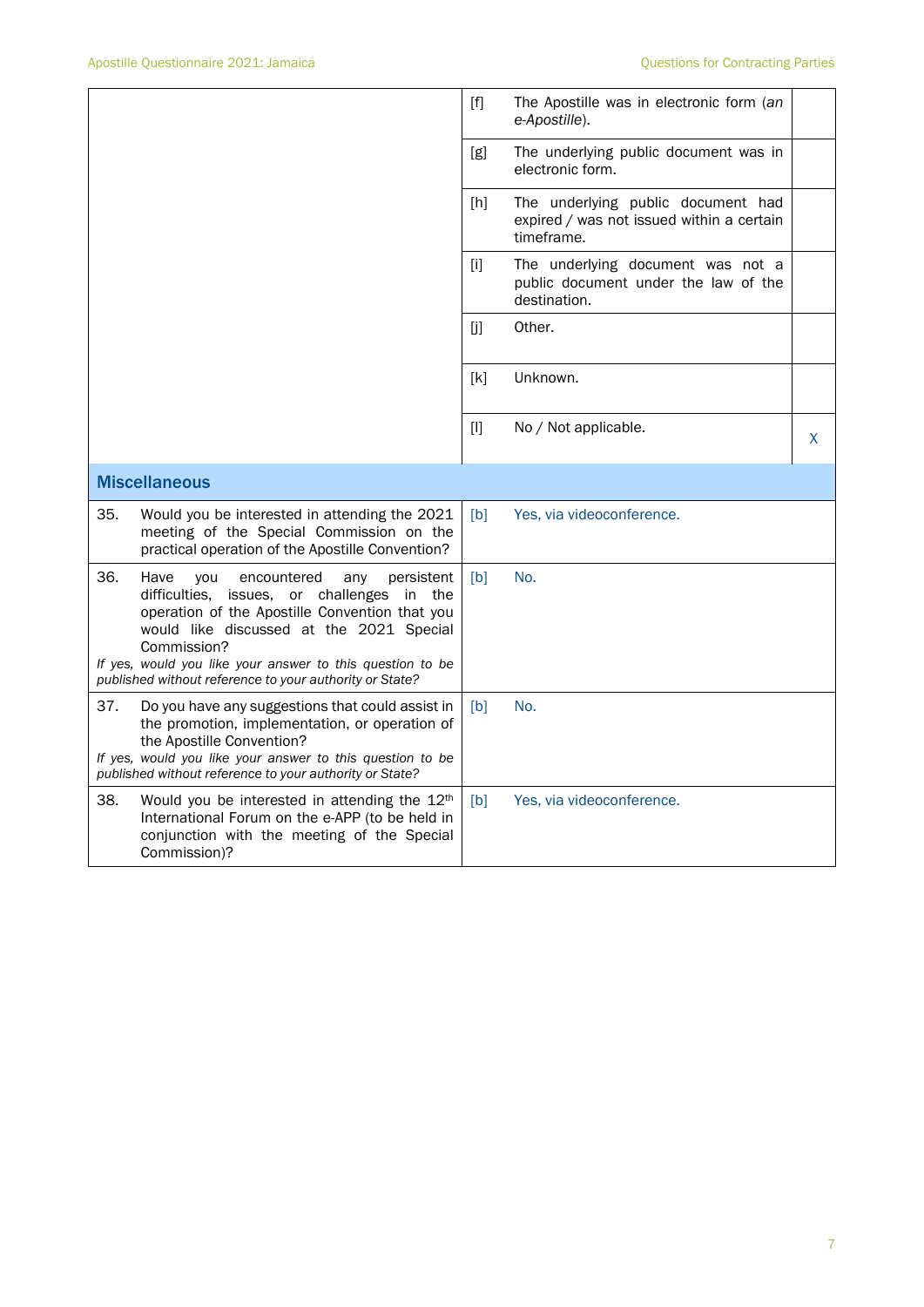| | | | |
|---|---|---|---|
| | [f] | The Apostille was in electronic form (*an e-Apostille*). | |
| | [g] | The underlying public document was in electronic form. | |
| | [h] | The underlying public document had expired / was not issued within a certain timeframe. | |
| | [i] | The underlying document was not a public document under the law of the destination. | |
| | [j] | Other. | |
| | [k] | Unknown. | |
| | [l] | No / Not applicable. | X |

## Miscellaneous

| | | |
|---|---|---|
| 35. Would you be interested in attending the 2021 meeting of the Special Commission on the practical operation of the Apostille Convention? | [b] | Yes, via videoconference. |
| 36. Have you encountered any persistent difficulties, issues, or challenges in the operation of the Apostille Convention that you would like discussed at the 2021 Special Commission?<br>*If yes, would you like your answer to this question to be published without reference to your authority or State?* | [b] | No. |
| 37. Do you have any suggestions that could assist in the promotion, implementation, or operation of the Apostille Convention?<br>*If yes, would you like your answer to this question to be published without reference to your authority or State?* | [b] | No. |
| 38. Would you be interested in attending the 12th International Forum on the e-APP (to be held in conjunction with the meeting of the Special Commission)? | [b] | Yes, via videoconference. |